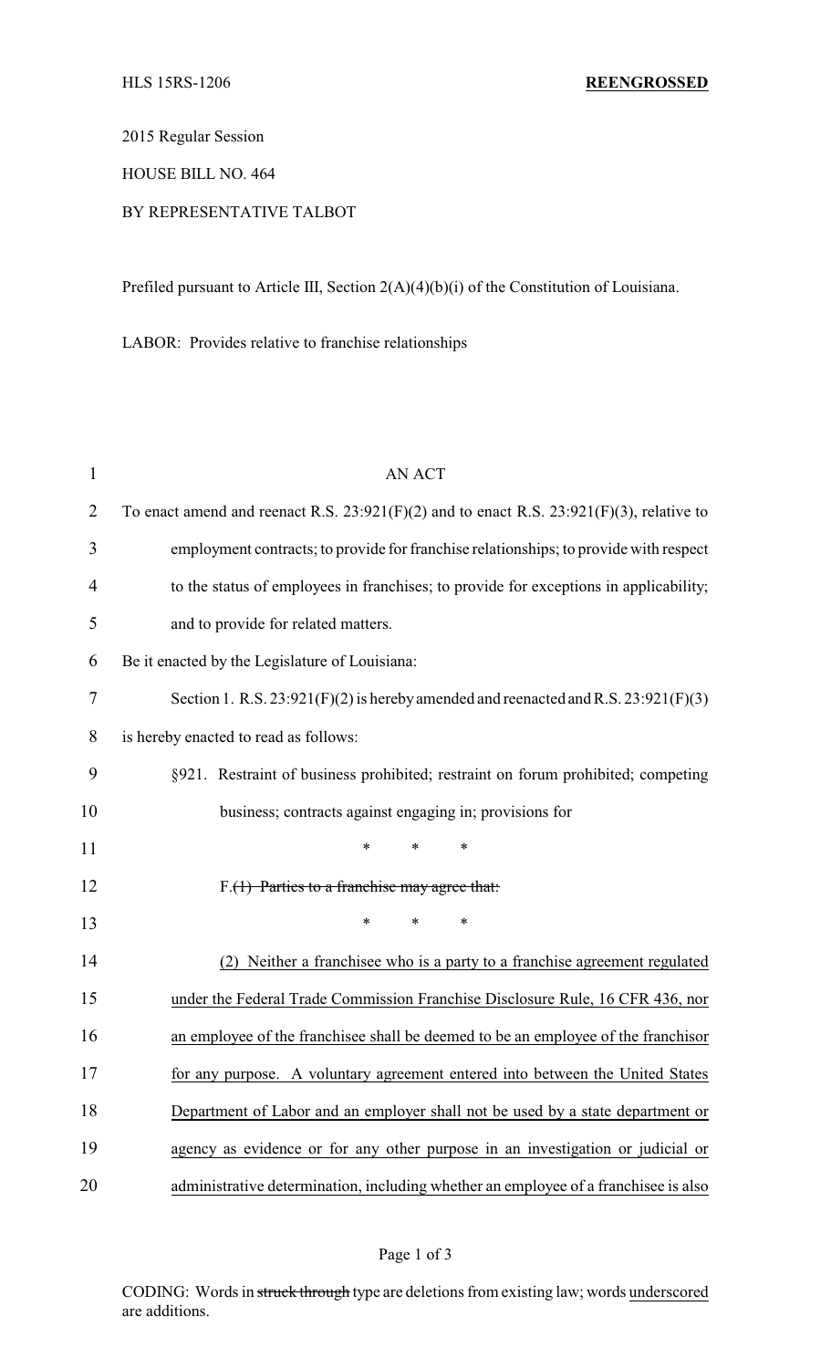HLS 15RS-1206 **REENGROSSED**

2015 Regular Session

HOUSE BILL NO. 464

BY REPRESENTATIVE TALBOT

Prefiled pursuant to Article III, Section 2(A)(4)(b)(i) of the Constitution of Louisiana.

LABOR: Provides relative to franchise relationships

AN ACT

To enact amend and reenact R.S. 23:921(F)(2) and to enact R.S. 23:921(F)(3), relative to employment contracts; to provide for franchise relationships; to provide with respect to the status of employees in franchises; to provide for exceptions in applicability; and to provide for related matters.

Be it enacted by the Legislature of Louisiana:

Section 1. R.S. 23:921(F)(2) is hereby amended and reenacted and R.S. 23:921(F)(3) is hereby enacted to read as follows:

§921. Restraint of business prohibited; restraint on forum prohibited; competing business; contracts against engaging in; provisions for

\* \* \*

F.~~(1) Parties to a franchise may agree that:~~

\* \* \*

<u>(2) Neither a franchisee who is a party to a franchise agreement regulated under the Federal Trade Commission Franchise Disclosure Rule, 16 CFR 436, nor an employee of the franchisee shall be deemed to be an employee of the franchisor for any purpose. A voluntary agreement entered into between the United States Department of Labor and an employer shall not be used by a state department or agency as evidence or for any other purpose in an investigation or judicial or administrative determination, including whether an employee of a franchisee is also</u>

CODING: Words in ~~struck through~~ type are deletions from existing law; words <u>underscored</u> are additions.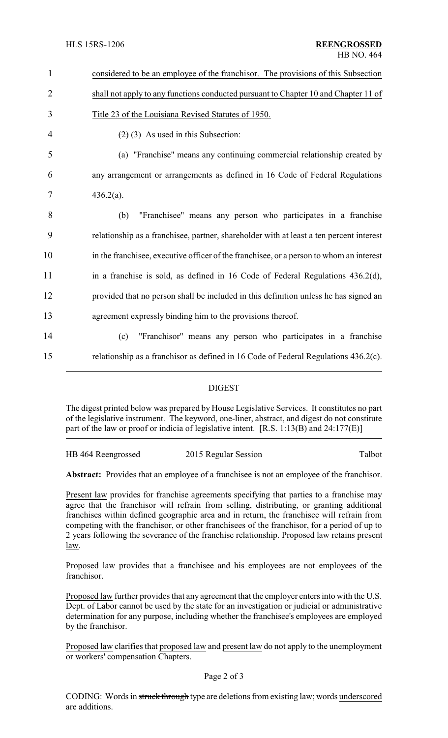considered to be an employee of the franchisor. The provisions of this Subsection shall not apply to any functions conducted pursuant to Chapter 10 and Chapter 11 of Title 23 of the Louisiana Revised Statutes of 1950.

~~(2)~~ (3) As used in this Subsection:

(a) "Franchise" means any continuing commercial relationship created by any arrangement or arrangements as defined in 16 Code of Federal Regulations 436.2(a).

(b) "Franchisee" means any person who participates in a franchise relationship as a franchisee, partner, shareholder with at least a ten percent interest in the franchisee, executive officer of the franchisee, or a person to whom an interest in a franchise is sold, as defined in 16 Code of Federal Regulations 436.2(d), provided that no person shall be included in this definition unless he has signed an agreement expressly binding him to the provisions thereof.

(c) "Franchisor" means any person who participates in a franchise relationship as a franchisor as defined in 16 Code of Federal Regulations 436.2(c).

---

## DIGEST

The digest printed below was prepared by House Legislative Services. It constitutes no part of the legislative instrument. The keyword, one-liner, abstract, and digest do not constitute part of the law or proof or indicia of legislative intent. [R.S. 1:13(B) and 24:177(E)]

HB 464 Reengrossed | 2015 Regular Session | Talbot

**Abstract:** Provides that an employee of a franchisee is not an employee of the franchisor.

Present law provides for franchise agreements specifying that parties to a franchise may agree that the franchisor will refrain from selling, distributing, or granting additional franchises within defined geographic area and in return, the franchisee will refrain from competing with the franchisor, or other franchisees of the franchisor, for a period of up to 2 years following the severance of the franchise relationship. Proposed law retains present law.

Proposed law provides that a franchisee and his employees are not employees of the franchisor.

Proposed law further provides that any agreement that the employer enters into with the U.S. Dept. of Labor cannot be used by the state for an investigation or judicial or administrative determination for any purpose, including whether the franchisee's employees are employed by the franchisor.

Proposed law clarifies that proposed law and present law do not apply to the unemployment or workers' compensation Chapters.

CODING: Words in ~~struck through~~ type are deletions from existing law; words underscored are additions.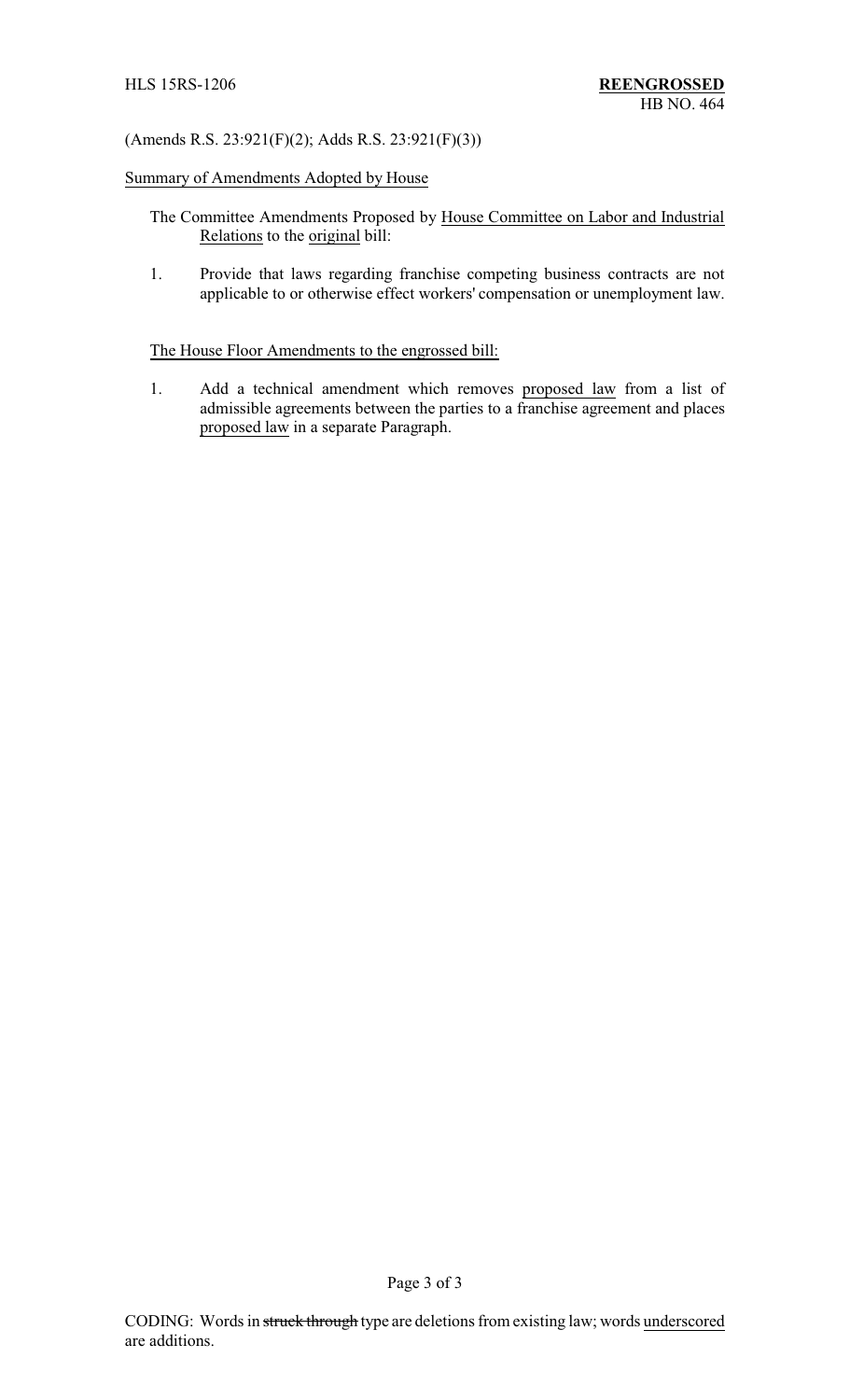(Amends R.S. 23:921(F)(2); Adds R.S. 23:921(F)(3))

Summary of Amendments Adopted by House

The Committee Amendments Proposed by House Committee on Labor and Industrial Relations to the original bill:

1. Provide that laws regarding franchise competing business contracts are not applicable to or otherwise effect workers' compensation or unemployment law.

The House Floor Amendments to the engrossed bill:

1. Add a technical amendment which removes proposed law from a list of admissible agreements between the parties to a franchise agreement and places proposed law in a separate Paragraph.

CODING: Words in ~~struck through~~ type are deletions from existing law; words underscored are additions.